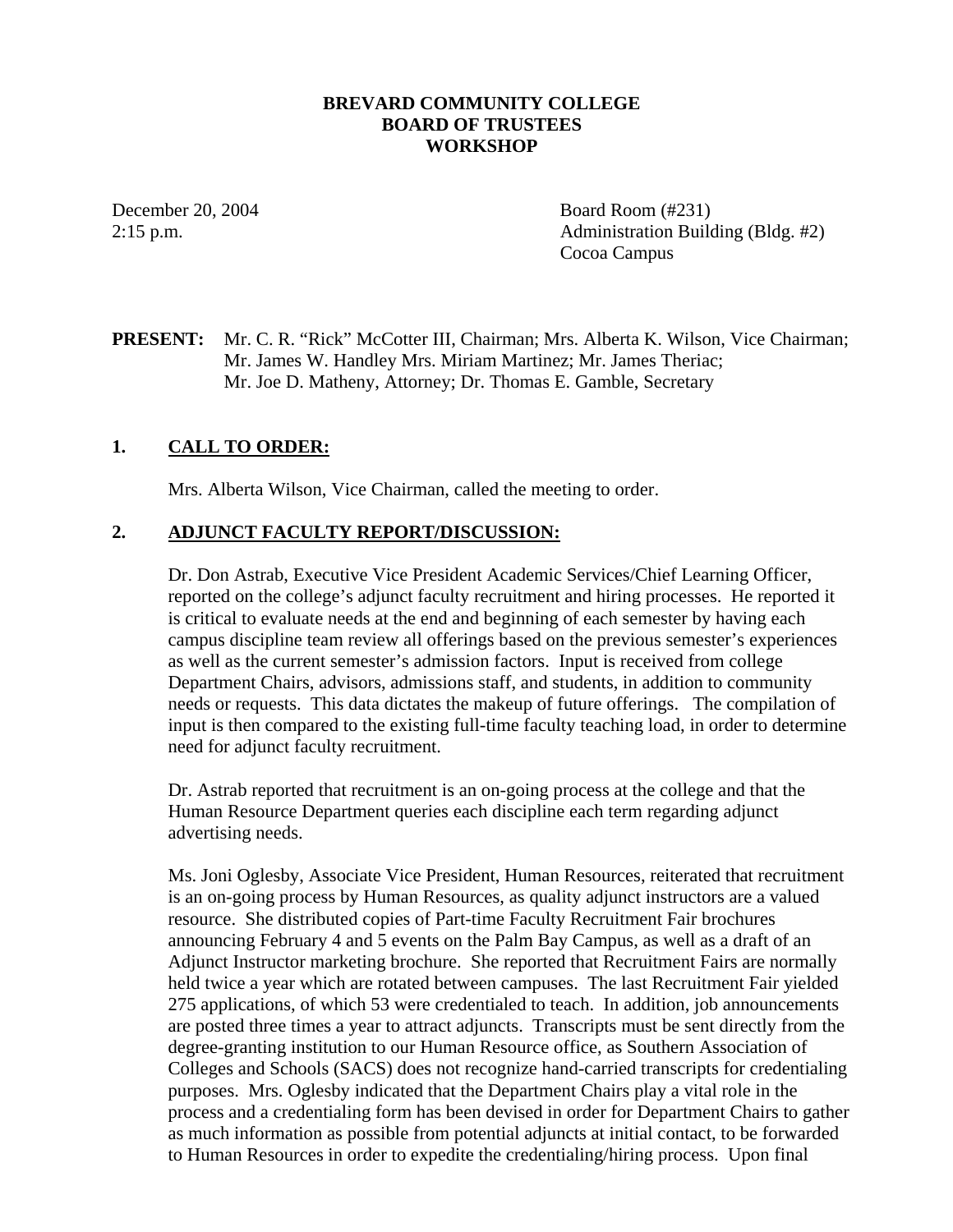**BREVARD COMMUNITY COLLEGE**
**BOARD OF TRUSTEES**
**WORKSHOP**

December 20, 2004
2:15 p.m.

Board Room (#231)
Administration Building (Bldg. #2)
Cocoa Campus

**PRESENT:** Mr. C. R. "Rick" McCotter III, Chairman; Mrs. Alberta K. Wilson, Vice Chairman; Mr. James W. Handley Mrs. Miriam Martinez; Mr. James Theriac; Mr. Joe D. Matheny, Attorney; Dr. Thomas E. Gamble, Secretary

## 1. CALL TO ORDER:

Mrs. Alberta Wilson, Vice Chairman, called the meeting to order.

## 2. ADJUNCT FACULTY REPORT/DISCUSSION:

Dr. Don Astrab, Executive Vice President Academic Services/Chief Learning Officer, reported on the college's adjunct faculty recruitment and hiring processes. He reported it is critical to evaluate needs at the end and beginning of each semester by having each campus discipline team review all offerings based on the previous semester's experiences as well as the current semester's admission factors. Input is received from college Department Chairs, advisors, admissions staff, and students, in addition to community needs or requests. This data dictates the makeup of future offerings. The compilation of input is then compared to the existing full-time faculty teaching load, in order to determine need for adjunct faculty recruitment.

Dr. Astrab reported that recruitment is an on-going process at the college and that the Human Resource Department queries each discipline each term regarding adjunct advertising needs.

Ms. Joni Oglesby, Associate Vice President, Human Resources, reiterated that recruitment is an on-going process by Human Resources, as quality adjunct instructors are a valued resource. She distributed copies of Part-time Faculty Recruitment Fair brochures announcing February 4 and 5 events on the Palm Bay Campus, as well as a draft of an Adjunct Instructor marketing brochure. She reported that Recruitment Fairs are normally held twice a year which are rotated between campuses. The last Recruitment Fair yielded 275 applications, of which 53 were credentialed to teach. In addition, job announcements are posted three times a year to attract adjuncts. Transcripts must be sent directly from the degree-granting institution to our Human Resource office, as Southern Association of Colleges and Schools (SACS) does not recognize hand-carried transcripts for credentialing purposes. Mrs. Oglesby indicated that the Department Chairs play a vital role in the process and a credentialing form has been devised in order for Department Chairs to gather as much information as possible from potential adjuncts at initial contact, to be forwarded to Human Resources in order to expedite the credentialing/hiring process. Upon final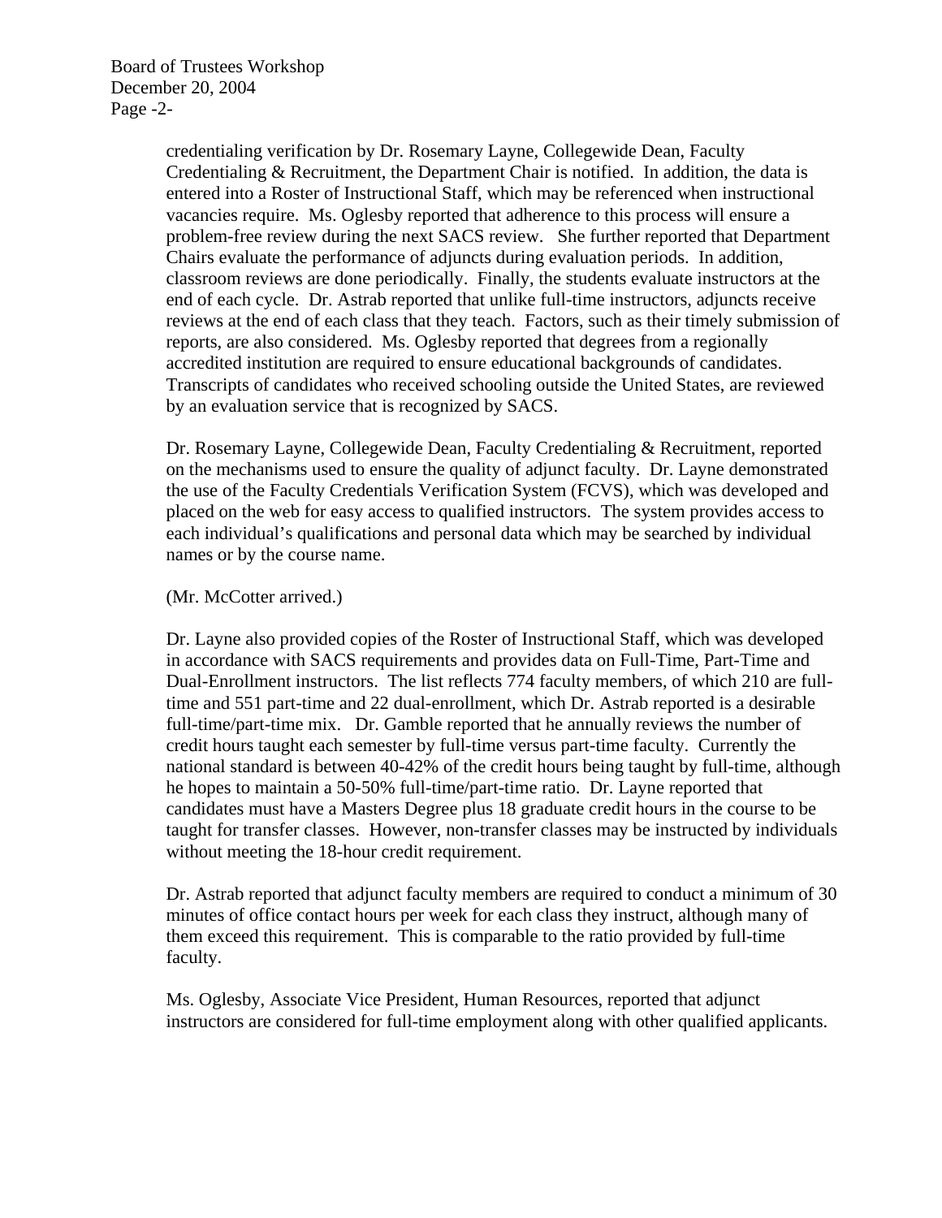credentialing verification by Dr. Rosemary Layne, Collegewide Dean, Faculty Credentialing & Recruitment, the Department Chair is notified. In addition, the data is entered into a Roster of Instructional Staff, which may be referenced when instructional vacancies require. Ms. Oglesby reported that adherence to this process will ensure a problem-free review during the next SACS review. She further reported that Department Chairs evaluate the performance of adjuncts during evaluation periods. In addition, classroom reviews are done periodically. Finally, the students evaluate instructors at the end of each cycle. Dr. Astrab reported that unlike full-time instructors, adjuncts receive reviews at the end of each class that they teach. Factors, such as their timely submission of reports, are also considered. Ms. Oglesby reported that degrees from a regionally accredited institution are required to ensure educational backgrounds of candidates. Transcripts of candidates who received schooling outside the United States, are reviewed by an evaluation service that is recognized by SACS.

Dr. Rosemary Layne, Collegewide Dean, Faculty Credentialing & Recruitment, reported on the mechanisms used to ensure the quality of adjunct faculty. Dr. Layne demonstrated the use of the Faculty Credentials Verification System (FCVS), which was developed and placed on the web for easy access to qualified instructors. The system provides access to each individual's qualifications and personal data which may be searched by individual names or by the course name.

(Mr. McCotter arrived.)

Dr. Layne also provided copies of the Roster of Instructional Staff, which was developed in accordance with SACS requirements and provides data on Full-Time, Part-Time and Dual-Enrollment instructors. The list reflects 774 faculty members, of which 210 are full-time and 551 part-time and 22 dual-enrollment, which Dr. Astrab reported is a desirable full-time/part-time mix. Dr. Gamble reported that he annually reviews the number of credit hours taught each semester by full-time versus part-time faculty. Currently the national standard is between 40-42% of the credit hours being taught by full-time, although he hopes to maintain a 50-50% full-time/part-time ratio. Dr. Layne reported that candidates must have a Masters Degree plus 18 graduate credit hours in the course to be taught for transfer classes. However, non-transfer classes may be instructed by individuals without meeting the 18-hour credit requirement.

Dr. Astrab reported that adjunct faculty members are required to conduct a minimum of 30 minutes of office contact hours per week for each class they instruct, although many of them exceed this requirement. This is comparable to the ratio provided by full-time faculty.

Ms. Oglesby, Associate Vice President, Human Resources, reported that adjunct instructors are considered for full-time employment along with other qualified applicants.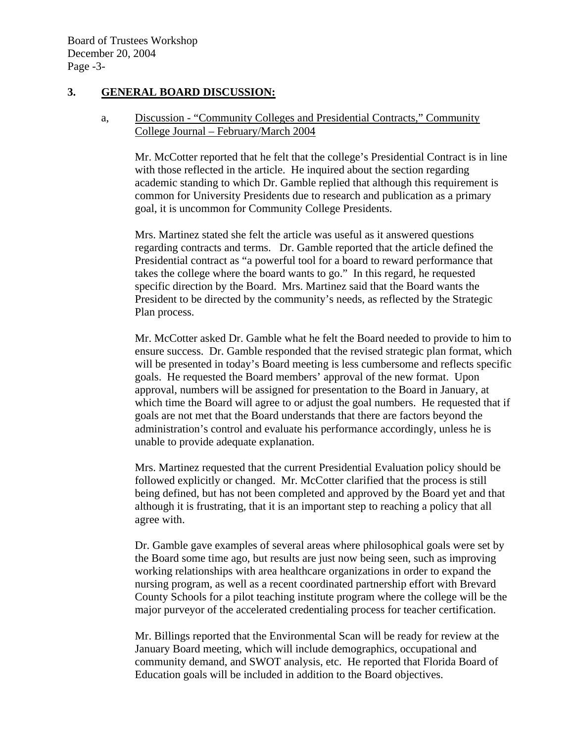## 3. GENERAL BOARD DISCUSSION:

a, Discussion - "Community Colleges and Presidential Contracts," Community College Journal – February/March 2004

Mr. McCotter reported that he felt that the college's Presidential Contract is in line with those reflected in the article. He inquired about the section regarding academic standing to which Dr. Gamble replied that although this requirement is common for University Presidents due to research and publication as a primary goal, it is uncommon for Community College Presidents.

Mrs. Martinez stated she felt the article was useful as it answered questions regarding contracts and terms. Dr. Gamble reported that the article defined the Presidential contract as "a powerful tool for a board to reward performance that takes the college where the board wants to go." In this regard, he requested specific direction by the Board. Mrs. Martinez said that the Board wants the President to be directed by the community's needs, as reflected by the Strategic Plan process.

Mr. McCotter asked Dr. Gamble what he felt the Board needed to provide to him to ensure success. Dr. Gamble responded that the revised strategic plan format, which will be presented in today's Board meeting is less cumbersome and reflects specific goals. He requested the Board members' approval of the new format. Upon approval, numbers will be assigned for presentation to the Board in January, at which time the Board will agree to or adjust the goal numbers. He requested that if goals are not met that the Board understands that there are factors beyond the administration's control and evaluate his performance accordingly, unless he is unable to provide adequate explanation.

Mrs. Martinez requested that the current Presidential Evaluation policy should be followed explicitly or changed. Mr. McCotter clarified that the process is still being defined, but has not been completed and approved by the Board yet and that although it is frustrating, that it is an important step to reaching a policy that all agree with.

Dr. Gamble gave examples of several areas where philosophical goals were set by the Board some time ago, but results are just now being seen, such as improving working relationships with area healthcare organizations in order to expand the nursing program, as well as a recent coordinated partnership effort with Brevard County Schools for a pilot teaching institute program where the college will be the major purveyor of the accelerated credentialing process for teacher certification.

Mr. Billings reported that the Environmental Scan will be ready for review at the January Board meeting, which will include demographics, occupational and community demand, and SWOT analysis, etc. He reported that Florida Board of Education goals will be included in addition to the Board objectives.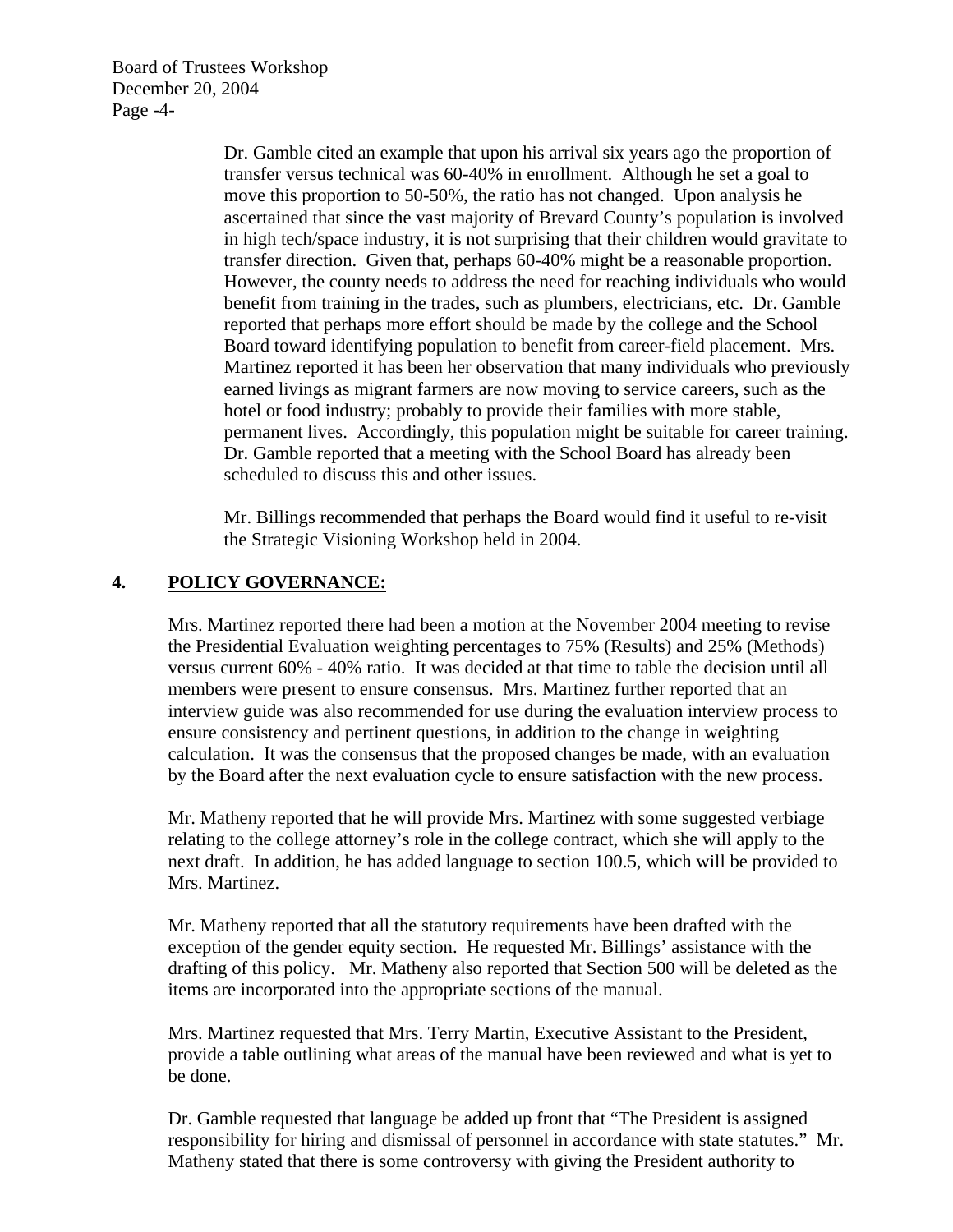Dr. Gamble cited an example that upon his arrival six years ago the proportion of transfer versus technical was 60-40% in enrollment. Although he set a goal to move this proportion to 50-50%, the ratio has not changed. Upon analysis he ascertained that since the vast majority of Brevard County's population is involved in high tech/space industry, it is not surprising that their children would gravitate to transfer direction. Given that, perhaps 60-40% might be a reasonable proportion. However, the county needs to address the need for reaching individuals who would benefit from training in the trades, such as plumbers, electricians, etc. Dr. Gamble reported that perhaps more effort should be made by the college and the School Board toward identifying population to benefit from career-field placement. Mrs. Martinez reported it has been her observation that many individuals who previously earned livings as migrant farmers are now moving to service careers, such as the hotel or food industry; probably to provide their families with more stable, permanent lives. Accordingly, this population might be suitable for career training. Dr. Gamble reported that a meeting with the School Board has already been scheduled to discuss this and other issues.

Mr. Billings recommended that perhaps the Board would find it useful to re-visit the Strategic Visioning Workshop held in 2004.

## 4. POLICY GOVERNANCE:

Mrs. Martinez reported there had been a motion at the November 2004 meeting to revise the Presidential Evaluation weighting percentages to 75% (Results) and 25% (Methods) versus current 60% - 40% ratio. It was decided at that time to table the decision until all members were present to ensure consensus. Mrs. Martinez further reported that an interview guide was also recommended for use during the evaluation interview process to ensure consistency and pertinent questions, in addition to the change in weighting calculation. It was the consensus that the proposed changes be made, with an evaluation by the Board after the next evaluation cycle to ensure satisfaction with the new process.

Mr. Matheny reported that he will provide Mrs. Martinez with some suggested verbiage relating to the college attorney's role in the college contract, which she will apply to the next draft. In addition, he has added language to section 100.5, which will be provided to Mrs. Martinez.

Mr. Matheny reported that all the statutory requirements have been drafted with the exception of the gender equity section. He requested Mr. Billings' assistance with the drafting of this policy. Mr. Matheny also reported that Section 500 will be deleted as the items are incorporated into the appropriate sections of the manual.

Mrs. Martinez requested that Mrs. Terry Martin, Executive Assistant to the President, provide a table outlining what areas of the manual have been reviewed and what is yet to be done.

Dr. Gamble requested that language be added up front that "The President is assigned responsibility for hiring and dismissal of personnel in accordance with state statutes." Mr. Matheny stated that there is some controversy with giving the President authority to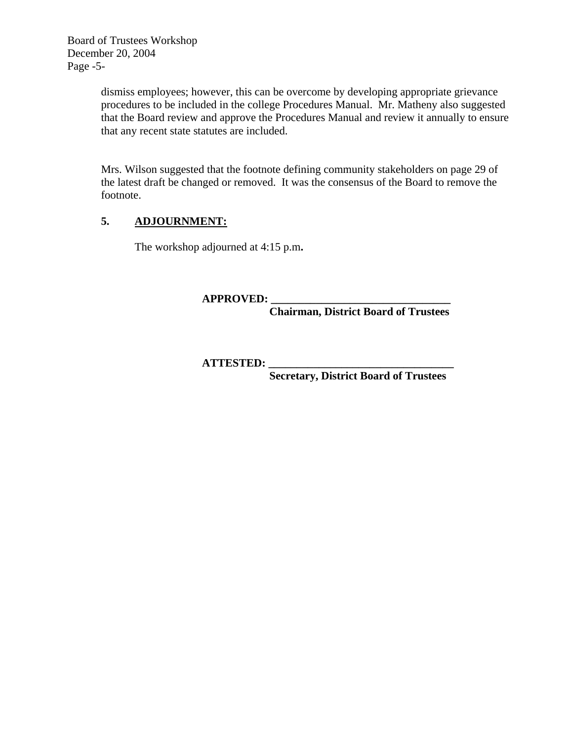dismiss employees; however, this can be overcome by developing appropriate grievance procedures to be included in the college Procedures Manual. Mr. Matheny also suggested that the Board review and approve the Procedures Manual and review it annually to ensure that any recent state statutes are included.

Mrs. Wilson suggested that the footnote defining community stakeholders on page 29 of the latest draft be changed or removed. It was the consensus of the Board to remove the footnote.

**5. ADJOURNMENT:**

The workshop adjourned at 4:15 p.m.

**APPROVED: \_\_\_\_\_\_\_\_\_\_\_\_\_\_\_\_\_\_\_\_\_\_\_\_\_\_\_\_\_\_\_\_**
**Chairman, District Board of Trustees**

**ATTESTED: \_\_\_\_\_\_\_\_\_\_\_\_\_\_\_\_\_\_\_\_\_\_\_\_\_\_\_\_\_\_\_\_**
**Secretary, District Board of Trustees**